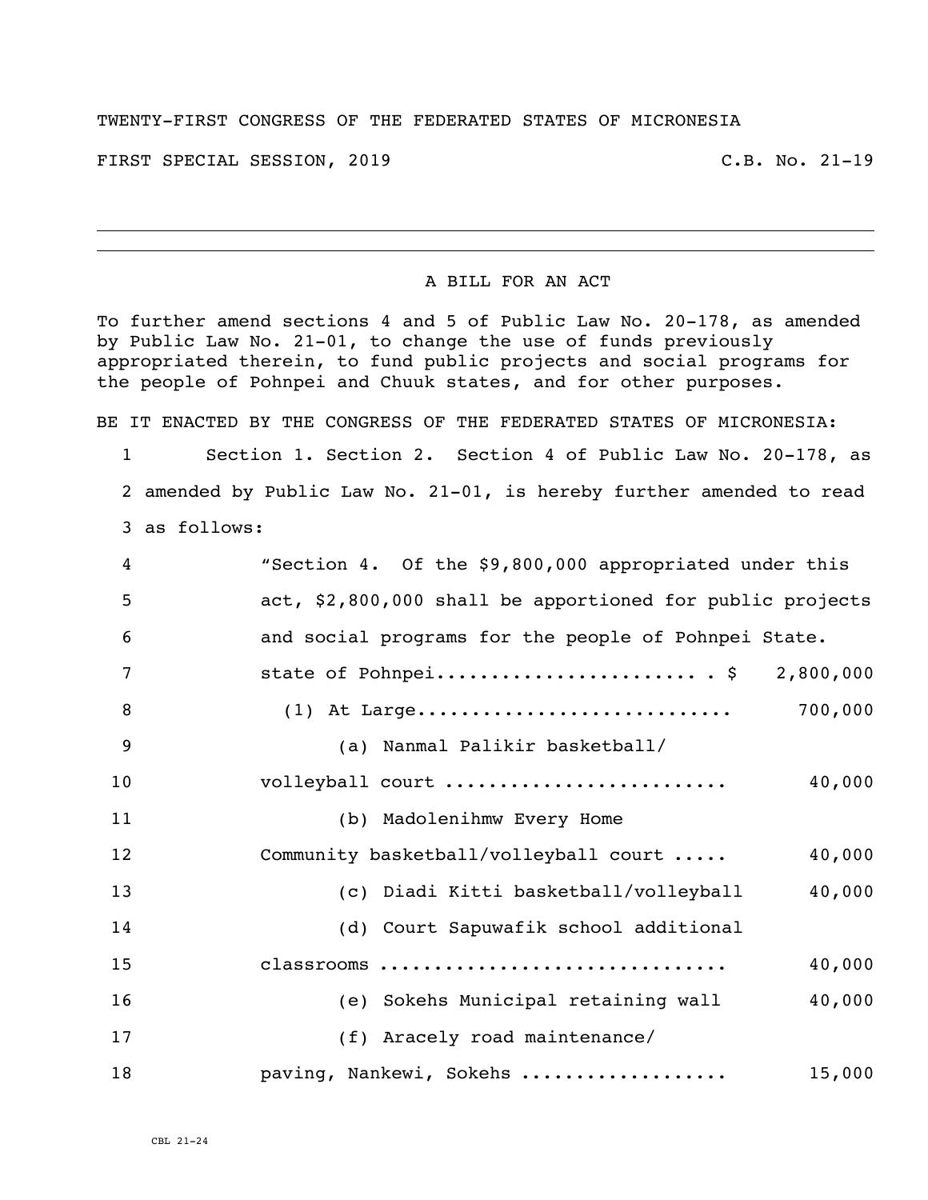TWENTY-FIRST CONGRESS OF THE FEDERATED STATES OF MICRONESIA

FIRST SPECIAL SESSION, 2019 C.B. No. 21-19

---

A BILL FOR AN ACT

To further amend sections 4 and 5 of Public Law No. 20-178, as amended by Public Law No. 21-01, to change the use of funds previously appropriated therein, to fund public projects and social programs for the people of Pohnpei and Chuuk states, and for other purposes.

BE IT ENACTED BY THE CONGRESS OF THE FEDERATED STATES OF MICRONESIA:

1 Section 1. Section 2. Section 4 of Public Law No. 20-178, as
2 amended by Public Law No. 21-01, is hereby further amended to read
3 as follows:

4 "Section 4. Of the $9,800,000 appropriated under this
5 act, $2,800,000 shall be apportioned for public projects
6 and social programs for the people of Pohnpei State.
7 state of Pohnpei........................ . $ 2,800,000
8 (1) At Large............................ 700,000
9 (a) Nanmal Palikir basketball/
10 volleyball court ......................... 40,000
11 (b) Madolenihmw Every Home
12 Community basketball/volleyball court ..... 40,000
13 (c) Diadi Kitti basketball/volleyball 40,000
14 (d) Court Sapuwafik school additional
15 classrooms ............................... 40,000
16 (e) Sokehs Municipal retaining wall 40,000
17 (f) Aracely road maintenance/
18 paving, Nankewi, Sokehs .................. 15,000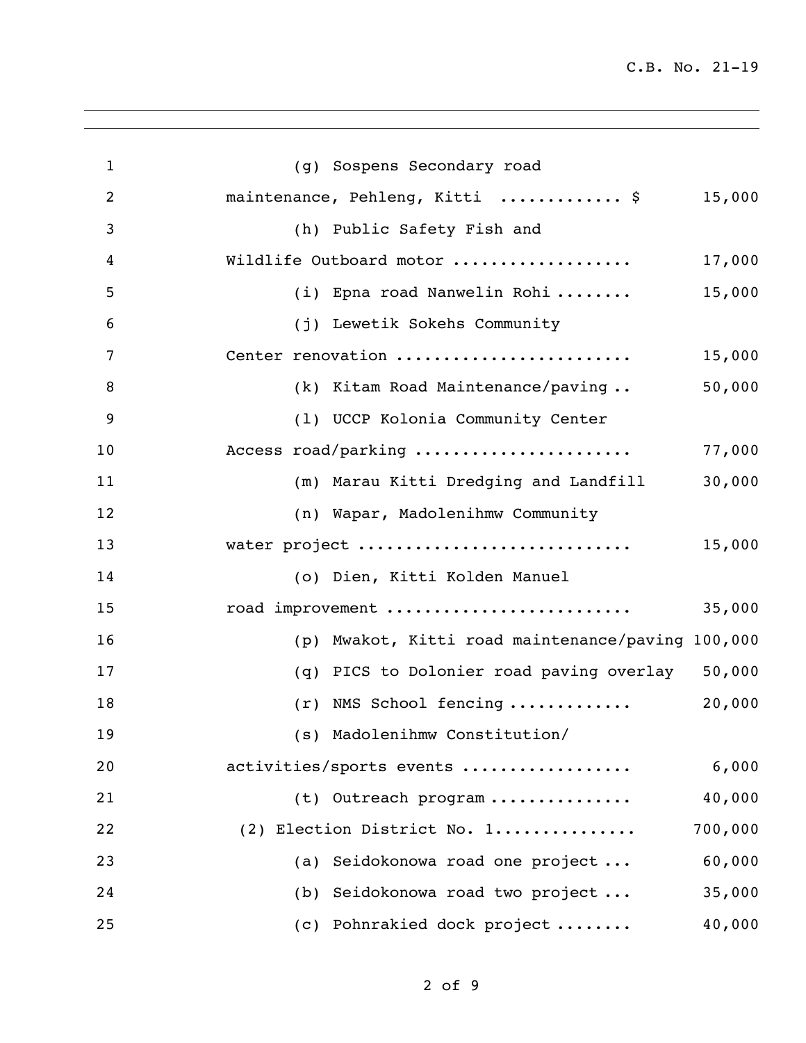(g) Sospens Secondary road maintenance, Pehleng, Kitti ............. $ 15,000

(h) Public Safety Fish and Wildlife Outboard motor .................. 17,000

(i) Epna road Nanwelin Rohi ........ 15,000

(j) Lewetik Sokehs Community Center renovation ........................ 15,000

(k) Kitam Road Maintenance/paving .. 50,000

(l) UCCP Kolonia Community Center Access road/parking ...................... 77,000

(m) Marau Kitti Dredging and Landfill 30,000

(n) Wapar, Madolenihmw Community water project ............................ 15,000

(o) Dien, Kitti Kolden Manuel road improvement ......................... 35,000

(p) Mwakot, Kitti road maintenance/paving 100,000

(q) PICS to Dolonier road paving overlay 50,000

(r) NMS School fencing ............ 20,000

(s) Madolenihmw Constitution/ activities/sports events ................. 6,000

(t) Outreach program .............. 40,000

(2) Election District No. 1.............. 700,000

(a) Seidokonowa road one project ... 60,000

(b) Seidokonowa road two project ... 35,000

(c) Pohnrakied dock project ........ 40,000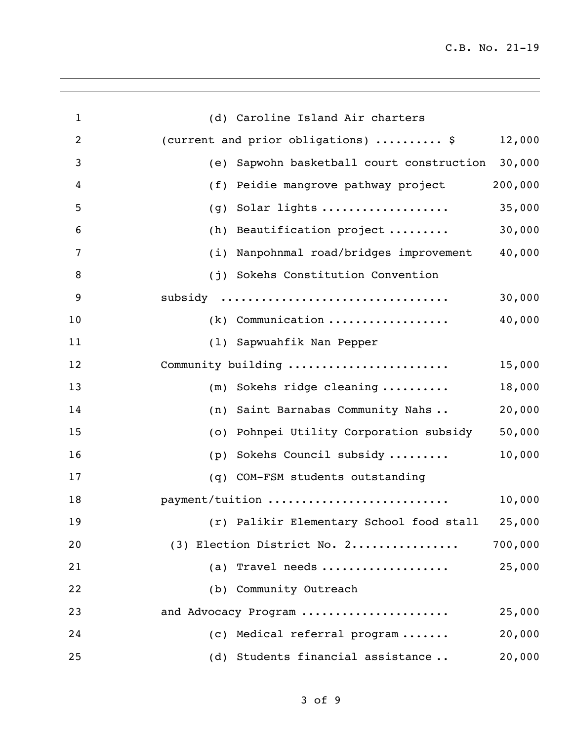(d) Caroline Island Air charters (current and prior obligations) .......... $ 12,000

(e) Sapwohn basketball court construction 30,000

(f) Peidie mangrove pathway project 200,000

(g) Solar lights .................. 35,000

(h) Beautification project ......... 30,000

(i) Nanpohnmal road/bridges improvement 40,000

(j) Sokehs Constitution Convention subsidy ................................ 30,000

(k) Communication ................. 40,000

(l) Sapwuahfik Nan Pepper Community building ....................... 15,000

(m) Sokehs ridge cleaning .......... 18,000

(n) Saint Barnabas Community Nahs .. 20,000

(o) Pohnpei Utility Corporation subsidy 50,000

(p) Sokehs Council subsidy ......... 10,000

(q) COM-FSM students outstanding payment/tuition ......................... 10,000

(r) Palikir Elementary School food stall 25,000

(3) Election District No. 2................ 700,000

(a) Travel needs .................. 25,000

(b) Community Outreach and Advocacy Program ..................... 25,000

(c) Medical referral program ....... 20,000

(d) Students financial assistance .. 20,000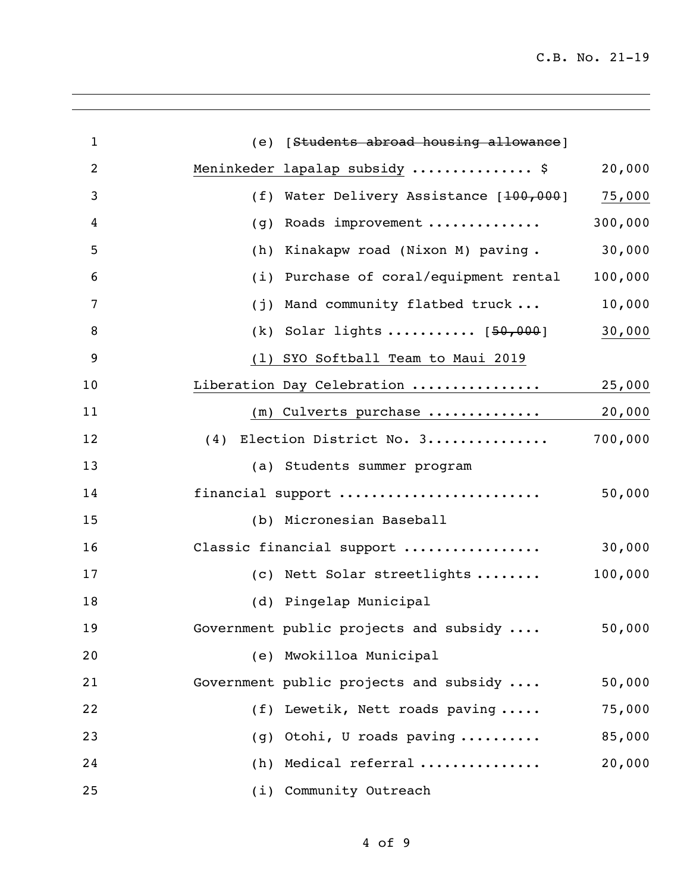(e) [~~Students abroad housing allowance~~]
<u>Meninkeder lapalap subsidy</u> .............. $ 20,000

(f) Water Delivery Assistance [~~100,000~~] <u>75,000</u>

(g) Roads improvement ............. 300,000

(h) Kinakapw road (Nixon M) paving . 30,000

(i) Purchase of coral/equipment rental 100,000

(j) Mand community flatbed truck ... 10,000

(k) Solar lights .......... [~~50,000~~] <u>30,000</u>

<u>(l) SYO Softball Team to Maui 2019</u>
<u>Liberation Day Celebration ............... 25,000</u>

<u>(m) Culverts purchase ............. 20,000</u>

(4) Election District No. 3.............. 700,000

(a) Students summer program
financial support ........................ 50,000

(b) Micronesian Baseball
Classic financial support ................ 30,000

(c) Nett Solar streetlights ........ 100,000

(d) Pingelap Municipal
Government public projects and subsidy .... 50,000

(e) Mwokilloa Municipal
Government public projects and subsidy .... 50,000

(f) Lewetik, Nett roads paving ..... 75,000

(g) Otohi, U roads paving .......... 85,000

(h) Medical referral .............. 20,000

(i) Community Outreach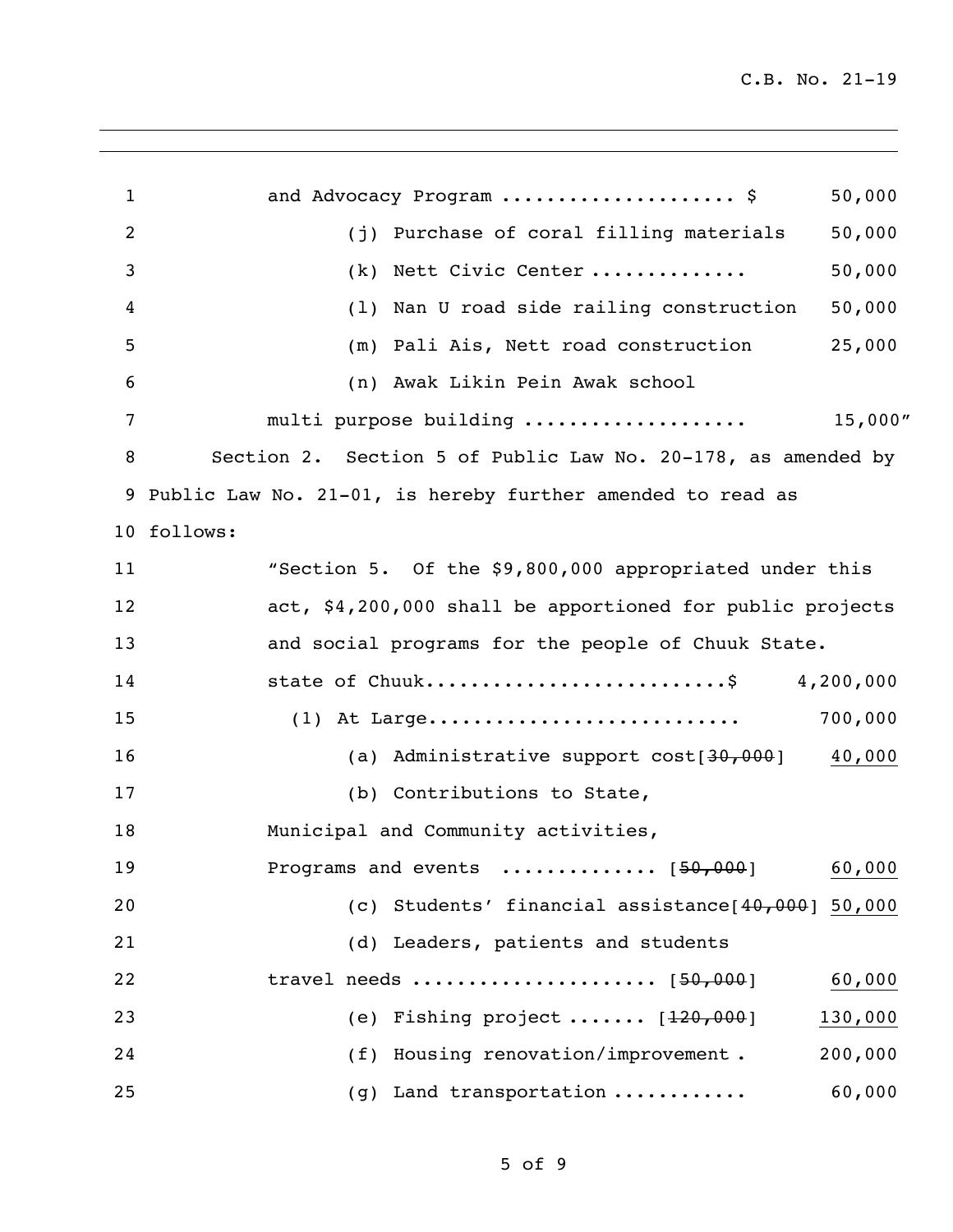and Advocacy Program .................... $ 50,000

(j) Purchase of coral filling materials 50,000

(k) Nett Civic Center ............. 50,000

(l) Nan U road side railing construction 50,000

(m) Pali Ais, Nett road construction 25,000

(n) Awak Likin Pein Awak school multi purpose building .................. 15,000"

Section 2. Section 5 of Public Law No. 20-178, as amended by Public Law No. 21-01, is hereby further amended to read as follows:

"Section 5. Of the $9,800,000 appropriated under this act, $4,200,000 shall be apportioned for public projects and social programs for the people of Chuuk State.

state of Chuuk..........................$ 4,200,000

(1) At Large........................... 700,000

(a) Administrative support cost[~~30,000~~] <u>40,000</u>

(b) Contributions to State, Municipal and Community activities, Programs and events ............. [~~50,000~~] <u>60,000</u>

(c) Students' financial assistance[~~40,000~~] <u>50,000</u>

(d) Leaders, patients and students travel needs .................... [~~50,000~~] <u>60,000</u>

(e) Fishing project ....... [~~120,000~~] <u>130,000</u>

(f) Housing renovation/improvement . 200,000

(g) Land transportation ........... 60,000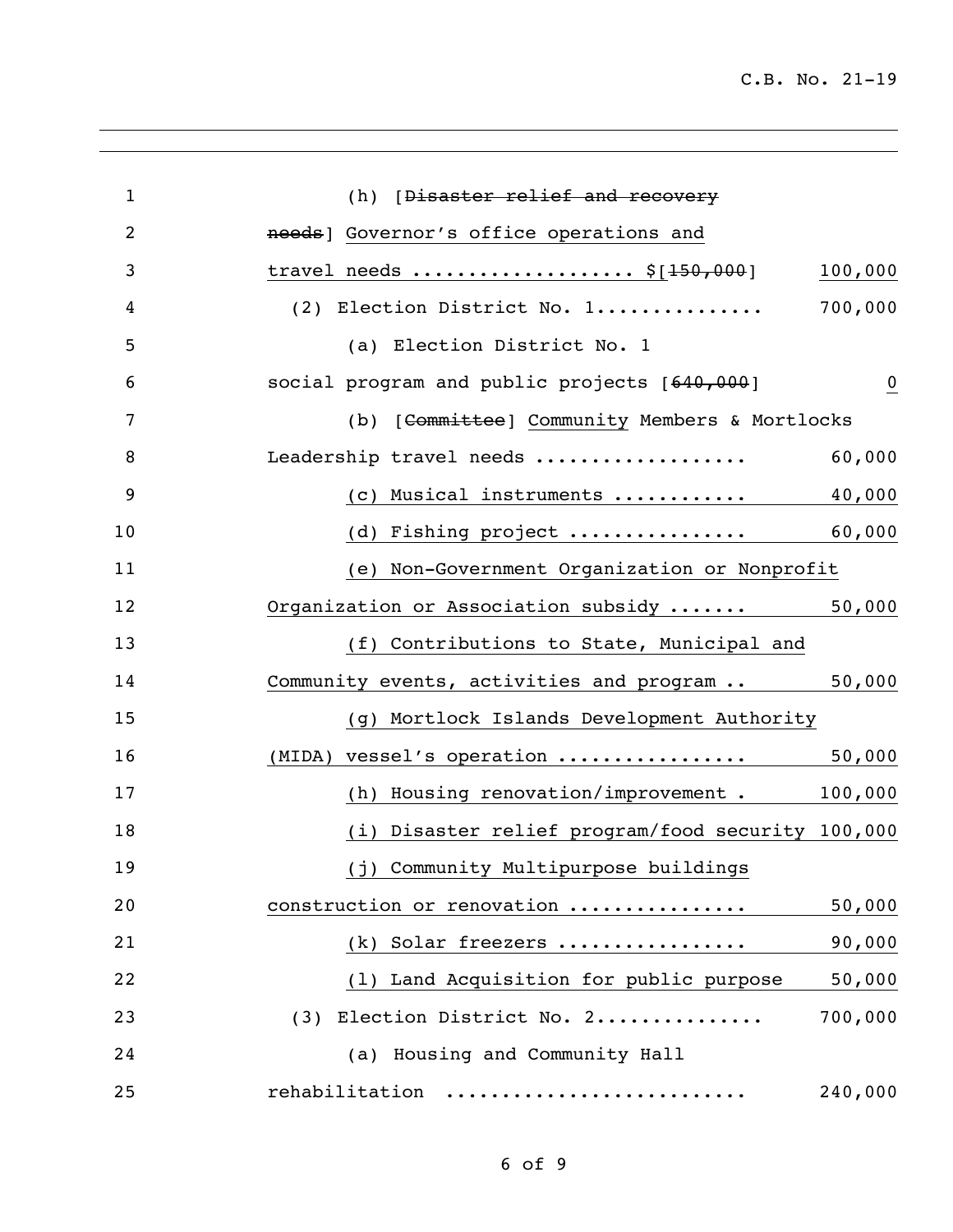1 (h) [~~Disaster relief and recovery~~

2 ~~needs~~] Governor's office operations and

3 travel needs .................... $[~~150,000~~] 100,000

4 (2) Election District No. 1............... 700,000

5 (a) Election District No. 1

6 social program and public projects [~~640,000~~] 0

7 (b) [~~Committee~~] Community Members & Mortlocks

8 Leadership travel needs .................. 60,000

9 (c) Musical instruments ........... 40,000

10 (d) Fishing project ............... 60,000

11 (e) Non-Government Organization or Nonprofit

12 Organization or Association subsidy ....... 50,000

13 (f) Contributions to State, Municipal and

14 Community events, activities and program .. 50,000

15 (g) Mortlock Islands Development Authority

16 (MIDA) vessel's operation ................ 50,000

17 (h) Housing renovation/improvement . 100,000

18 (i) Disaster relief program/food security 100,000

19 (j) Community Multipurpose buildings

20 construction or renovation ............... 50,000

21 (k) Solar freezers ................ 90,000

22 (l) Land Acquisition for public purpose 50,000

23 (3) Election District No. 2............... 700,000

24 (a) Housing and Community Hall

25 rehabilitation ......................... 240,000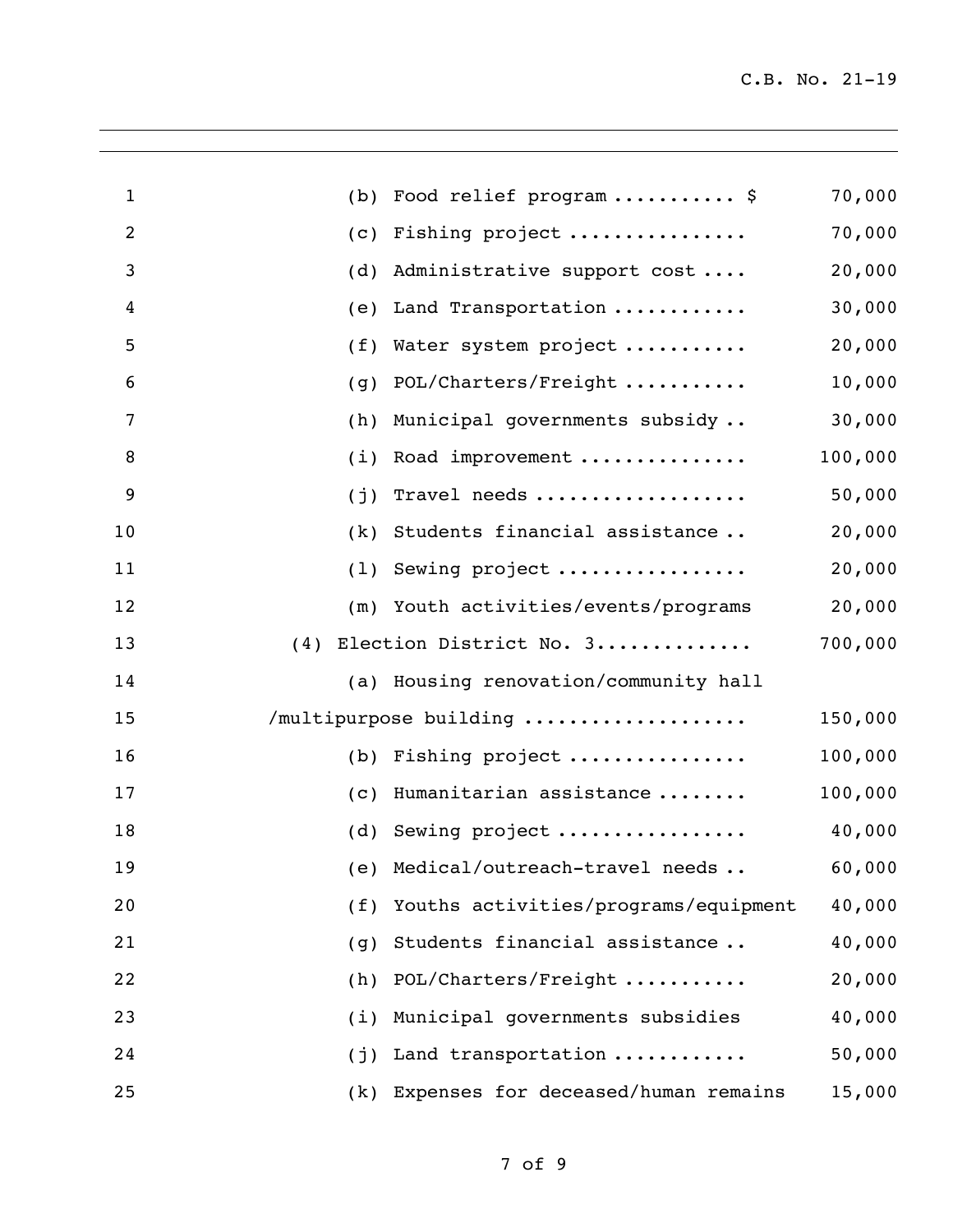| | |
|---|---|
| (b) Food relief program .......... $ | 70,000 |
| (c) Fishing project ............... | 70,000 |
| (d) Administrative support cost .... | 20,000 |
| (e) Land Transportation ........... | 30,000 |
| (f) Water system project .......... | 20,000 |
| (g) POL/Charters/Freight .......... | 10,000 |
| (h) Municipal governments subsidy .. | 30,000 |
| (i) Road improvement .............. | 100,000 |
| (j) Travel needs .................. | 50,000 |
| (k) Students financial assistance .. | 20,000 |
| (l) Sewing project ................ | 20,000 |
| (m) Youth activities/events/programs | 20,000 |
| (4) Election District No. 3............. | 700,000 |
| (a) Housing renovation/community hall /multipurpose building .................. | 150,000 |
| (b) Fishing project ............... | 100,000 |
| (c) Humanitarian assistance ........ | 100,000 |
| (d) Sewing project ................ | 40,000 |
| (e) Medical/outreach-travel needs .. | 60,000 |
| (f) Youths activities/programs/equipment | 40,000 |
| (g) Students financial assistance .. | 40,000 |
| (h) POL/Charters/Freight .......... | 20,000 |
| (i) Municipal governments subsidies | 40,000 |
| (j) Land transportation ........... | 50,000 |
| (k) Expenses for deceased/human remains | 15,000 |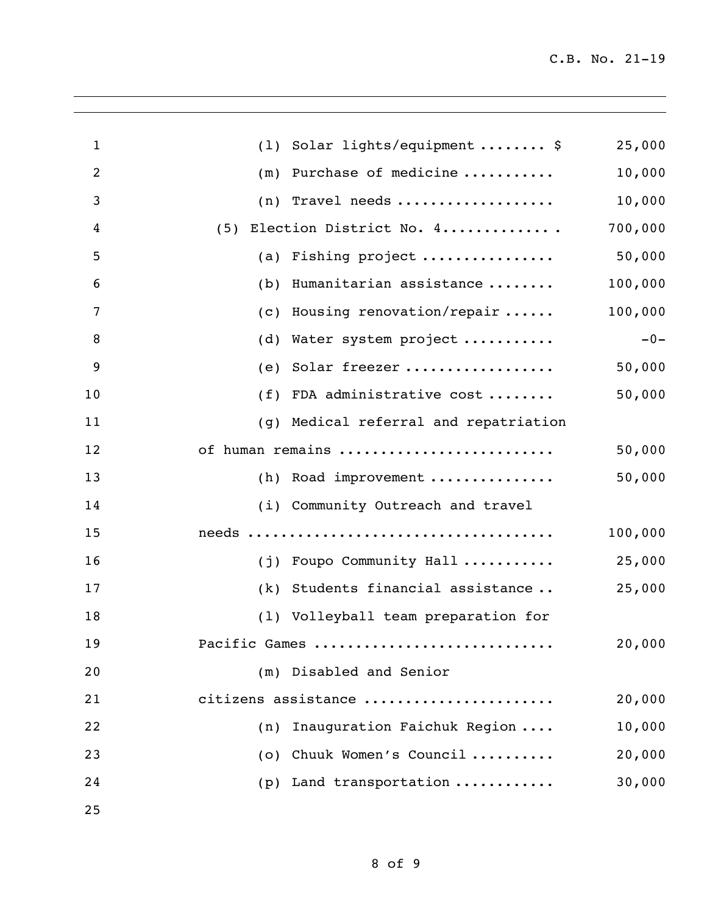(l) Solar lights/equipment ........ $ 25,000

(m) Purchase of medicine ........... 10,000

(n) Travel needs ................... 10,000

(5) Election District No. 4............. 700,000

(a) Fishing project ................ 50,000

(b) Humanitarian assistance ........ 100,000

(c) Housing renovation/repair ...... 100,000

(d) Water system project ........... -0-

(e) Solar freezer .................. 50,000

(f) FDA administrative cost ........ 50,000

(g) Medical referral and repatriation of human remains ......................... 50,000

(h) Road improvement ............... 50,000

(i) Community Outreach and travel needs .................................... 100,000

(j) Foupo Community Hall ........... 25,000

(k) Students financial assistance .. 25,000

(l) Volleyball team preparation for Pacific Games ............................ 20,000

(m) Disabled and Senior citizens assistance ...................... 20,000

(n) Inauguration Faichuk Region .... 10,000

(o) Chuuk Women's Council .......... 20,000

(p) Land transportation ............ 30,000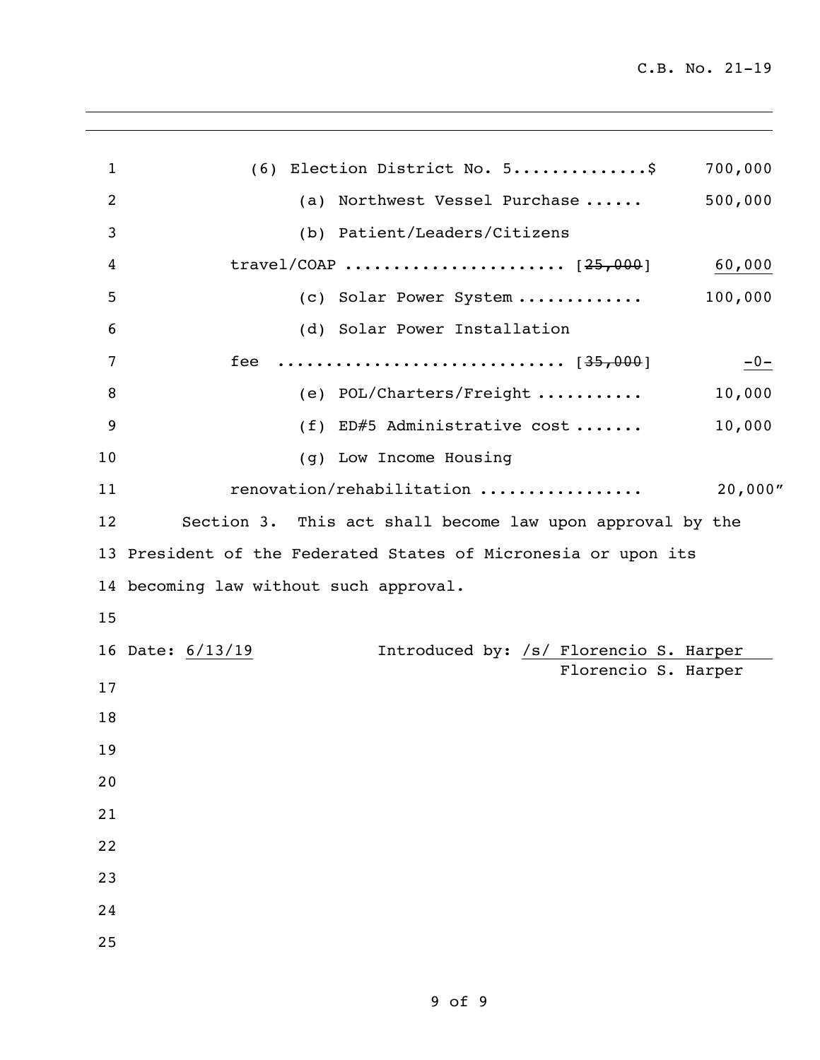(6) Election District No. 5..............$ 700,000

(a) Northwest Vessel Purchase ...... 500,000

(b) Patient/Leaders/Citizens travel/COAP ...................... [~~25,000~~] <u>60,000</u>

(c) Solar Power System ............ 100,000

(d) Solar Power Installation fee ............................ [~~35,000~~] <u>-0-</u>

(e) POL/Charters/Freight .......... 10,000

(f) ED#5 Administrative cost ....... 10,000

(g) Low Income Housing renovation/rehabilitation ................ 20,000"

Section 3. This act shall become law upon approval by the President of the Federated States of Micronesia or upon its becoming law without such approval.

Date: <u>6/13/19</u>

Introduced by: <u>/s/ Florencio S. Harper</u>
Florencio S. Harper